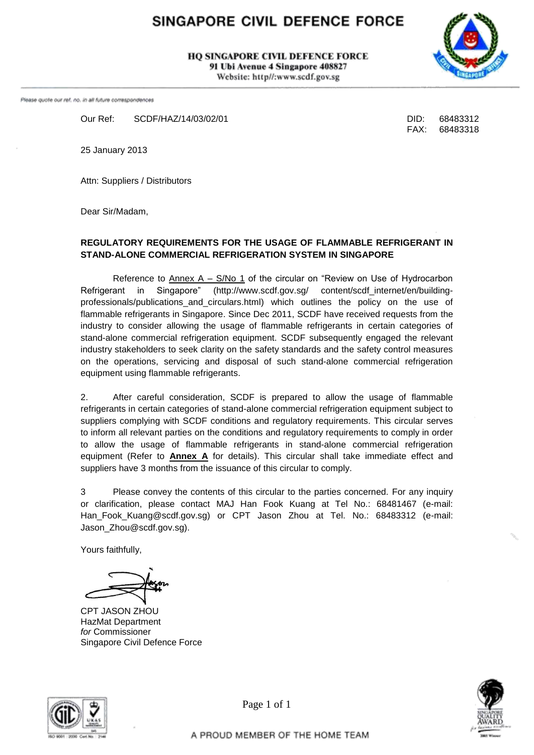# SINGAPORE CIVIL DEFENCE FORCE

**HQ SINGAPORE CIVIL DEFENCE FORCE**
**91 Ubi Avenue 4 Singapore 408827**
Website: http//:www.scdf.gov.sg

*Please quote our ref. no. in all future correspondences*

Our Ref: SCDF/HAZ/14/03/02/01

DID: 68483312
FAX: 68483318

25 January 2013

Attn: Suppliers / Distributors

Dear Sir/Madam,

**REGULATORY REQUIREMENTS FOR THE USAGE OF FLAMMABLE REFRIGERANT IN STAND-ALONE COMMERCIAL REFRIGERATION SYSTEM IN SINGAPORE**

Reference to Annex A – S/No 1 of the circular on "Review on Use of Hydrocarbon Refrigerant in Singapore" (http://www.scdf.gov.sg/ content/scdf_internet/en/building-professionals/publications_and_circulars.html) which outlines the policy on the use of flammable refrigerants in Singapore. Since Dec 2011, SCDF have received requests from the industry to consider allowing the usage of flammable refrigerants in certain categories of stand-alone commercial refrigeration equipment. SCDF subsequently engaged the relevant industry stakeholders to seek clarity on the safety standards and the safety control measures on the operations, servicing and disposal of such stand-alone commercial refrigeration equipment using flammable refrigerants.

2. After careful consideration, SCDF is prepared to allow the usage of flammable refrigerants in certain categories of stand-alone commercial refrigeration equipment subject to suppliers complying with SCDF conditions and regulatory requirements. This circular serves to inform all relevant parties on the conditions and regulatory requirements to comply in order to allow the usage of flammable refrigerants in stand-alone commercial refrigeration equipment (Refer to **Annex A** for details). This circular shall take immediate effect and suppliers have 3 months from the issuance of this circular to comply.

3 Please convey the contents of this circular to the parties concerned. For any inquiry or clarification, please contact MAJ Han Fook Kuang at Tel No.: 68481467 (e-mail: Han_Fook_Kuang@scdf.gov.sg) or CPT Jason Zhou at Tel. No.: 68483312 (e-mail: Jason_Zhou@scdf.gov.sg).

Yours faithfully,

CPT JASON ZHOU
HazMat Department
*for* Commissioner
Singapore Civil Defence Force

A PROUD MEMBER OF THE HOME TEAM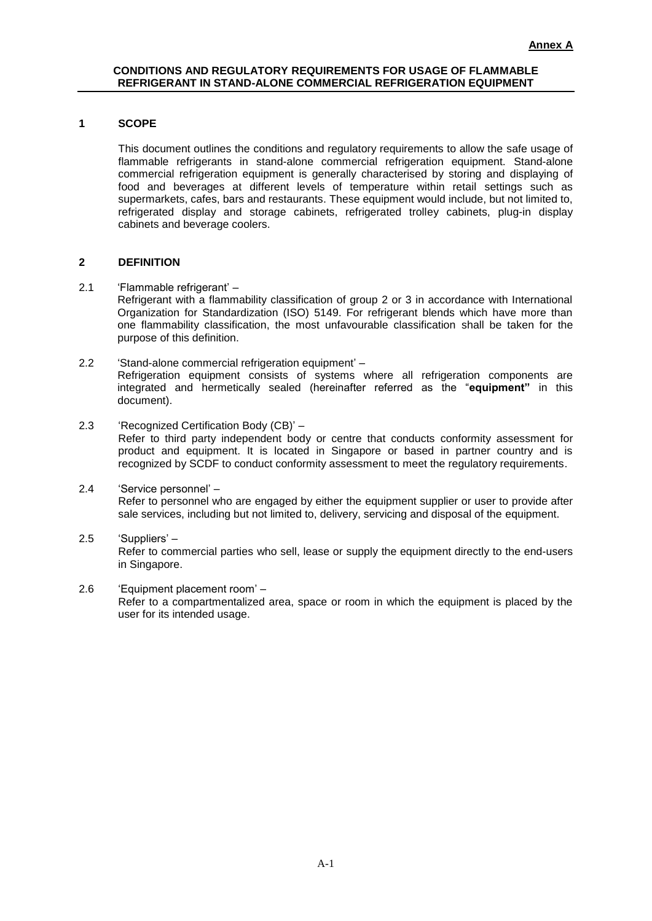**Annex A**

**CONDITIONS AND REGULATORY REQUIREMENTS FOR USAGE OF FLAMMABLE REFRIGERANT IN STAND-ALONE COMMERCIAL REFRIGERATION EQUIPMENT**

## 1 SCOPE

This document outlines the conditions and regulatory requirements to allow the safe usage of flammable refrigerants in stand-alone commercial refrigeration equipment. Stand-alone commercial refrigeration equipment is generally characterised by storing and displaying of food and beverages at different levels of temperature within retail settings such as supermarkets, cafes, bars and restaurants. These equipment would include, but not limited to, refrigerated display and storage cabinets, refrigerated trolley cabinets, plug-in display cabinets and beverage coolers.

## 2 DEFINITION

2.1 'Flammable refrigerant' –
Refrigerant with a flammability classification of group 2 or 3 in accordance with International Organization for Standardization (ISO) 5149. For refrigerant blends which have more than one flammability classification, the most unfavourable classification shall be taken for the purpose of this definition.

2.2 'Stand-alone commercial refrigeration equipment' –
Refrigeration equipment consists of systems where all refrigeration components are integrated and hermetically sealed (hereinafter referred as the "**equipment"** in this document).

2.3 'Recognized Certification Body (CB)' –
Refer to third party independent body or centre that conducts conformity assessment for product and equipment. It is located in Singapore or based in partner country and is recognized by SCDF to conduct conformity assessment to meet the regulatory requirements.

2.4 'Service personnel' –
Refer to personnel who are engaged by either the equipment supplier or user to provide after sale services, including but not limited to, delivery, servicing and disposal of the equipment.

2.5 'Suppliers' –
Refer to commercial parties who sell, lease or supply the equipment directly to the end-users in Singapore.

2.6 'Equipment placement room' –
Refer to a compartmentalized area, space or room in which the equipment is placed by the user for its intended usage.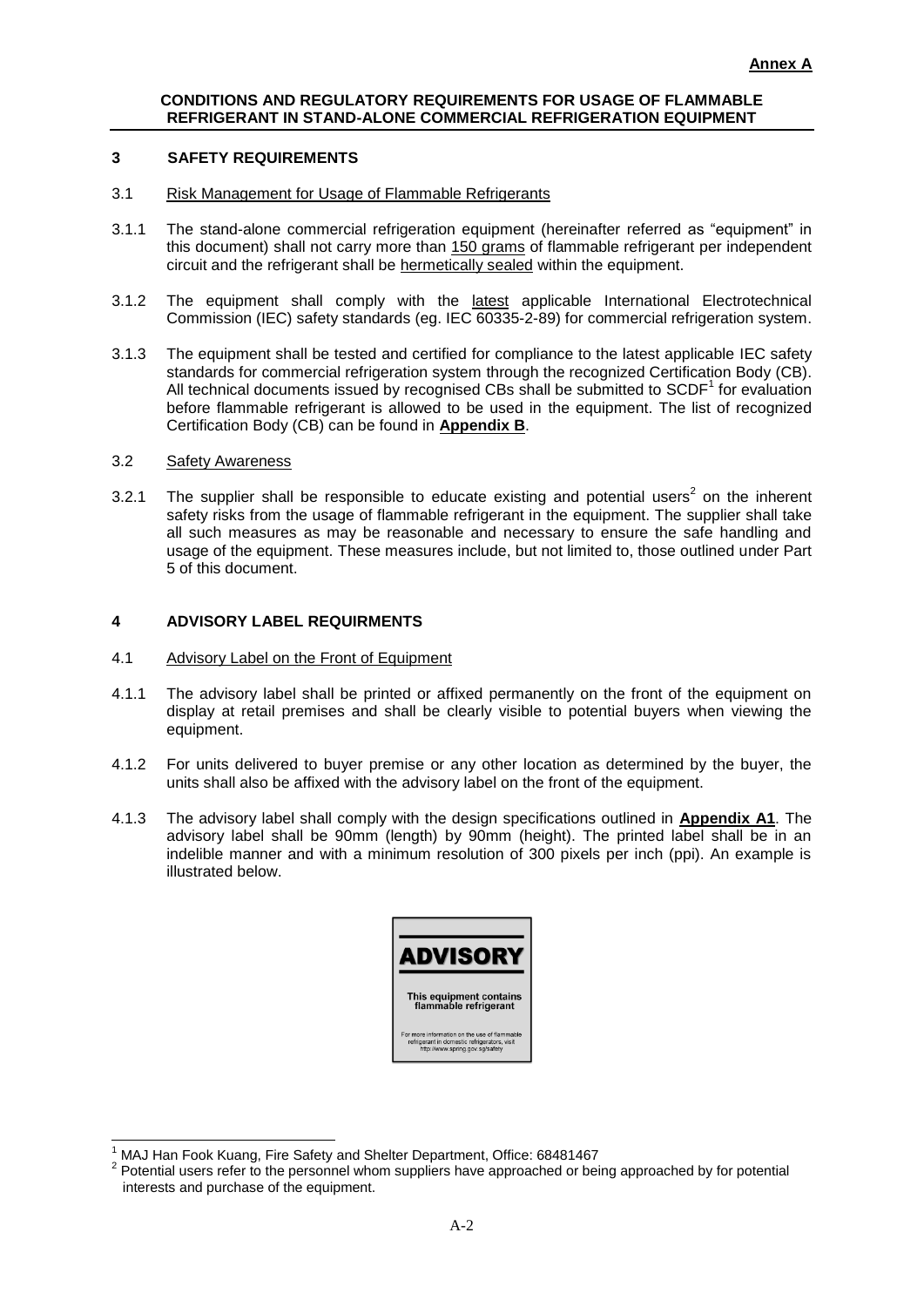**Annex A**

**CONDITIONS AND REGULATORY REQUIREMENTS FOR USAGE OF FLAMMABLE REFRIGERANT IN STAND-ALONE COMMERCIAL REFRIGERATION EQUIPMENT**

## 3 SAFETY REQUIREMENTS

### 3.1 Risk Management for Usage of Flammable Refrigerants

3.1.1 The stand-alone commercial refrigeration equipment (hereinafter referred as "equipment" in this document) shall not carry more than 150 grams of flammable refrigerant per independent circuit and the refrigerant shall be hermetically sealed within the equipment.

3.1.2 The equipment shall comply with the latest applicable International Electrotechnical Commission (IEC) safety standards (eg. IEC 60335-2-89) for commercial refrigeration system.

3.1.3 The equipment shall be tested and certified for compliance to the latest applicable IEC safety standards for commercial refrigeration system through the recognized Certification Body (CB). All technical documents issued by recognised CBs shall be submitted to SCDF[1] for evaluation before flammable refrigerant is allowed to be used in the equipment. The list of recognized Certification Body (CB) can be found in **Appendix B**.

### 3.2 Safety Awareness

3.2.1 The supplier shall be responsible to educate existing and potential users[2] on the inherent safety risks from the usage of flammable refrigerant in the equipment. The supplier shall take all such measures as may be reasonable and necessary to ensure the safe handling and usage of the equipment. These measures include, but not limited to, those outlined under Part 5 of this document.

## 4 ADVISORY LABEL REQUIRMENTS

### 4.1 Advisory Label on the Front of Equipment

4.1.1 The advisory label shall be printed or affixed permanently on the front of the equipment on display at retail premises and shall be clearly visible to potential buyers when viewing the equipment.

4.1.2 For units delivered to buyer premise or any other location as determined by the buyer, the units shall also be affixed with the advisory label on the front of the equipment.

4.1.3 The advisory label shall comply with the design specifications outlined in **Appendix A1**. The advisory label shall be 90mm (length) by 90mm (height). The printed label shall be in an indelible manner and with a minimum resolution of 300 pixels per inch (ppi). An example is illustrated below.

**ADVISORY**

**This equipment contains flammable refrigerant**

For more information on the use of flammable refrigerant in domestic refrigerators, visit http://www.spring.gov.sg/safety

---

[1] MAJ Han Fook Kuang, Fire Safety and Shelter Department, Office: 68481467

[2] Potential users refer to the personnel whom suppliers have approached or being approached by for potential interests and purchase of the equipment.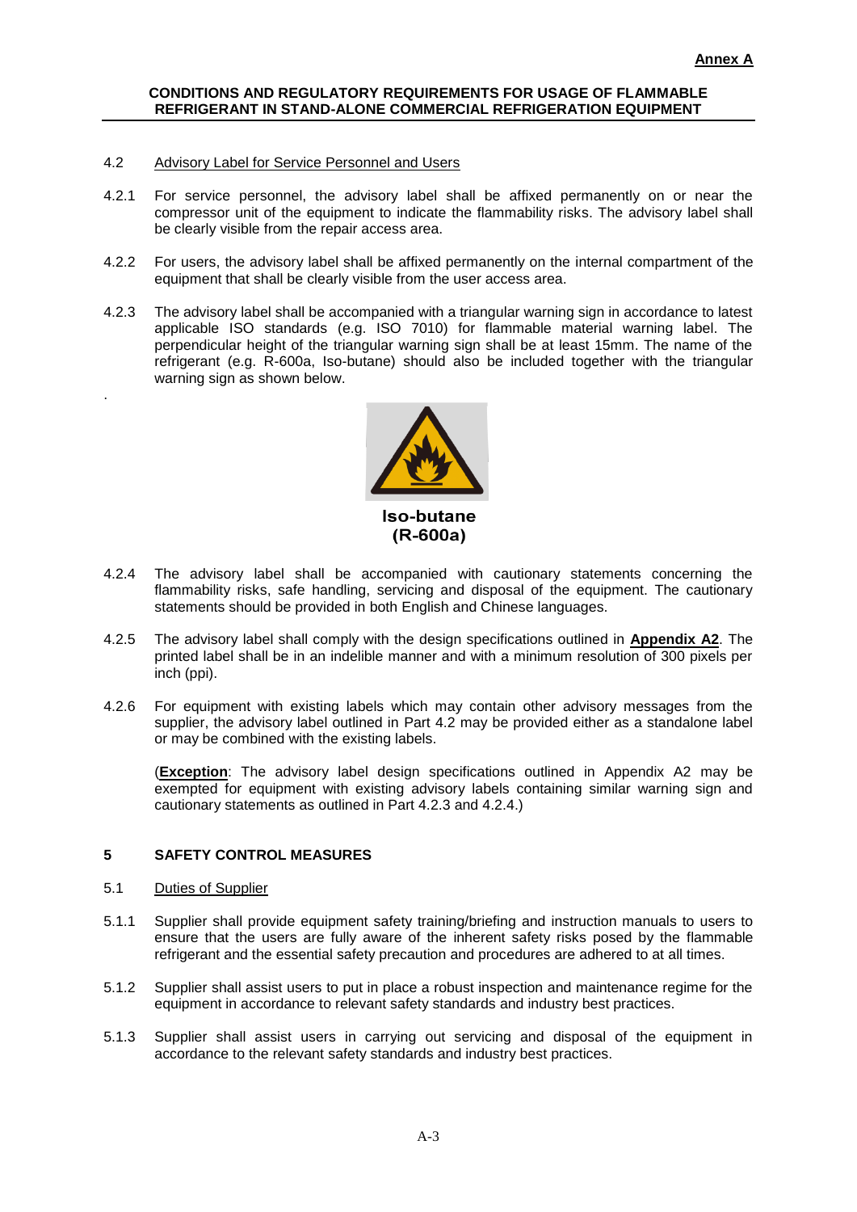**Annex A**

**CONDITIONS AND REGULATORY REQUIREMENTS FOR USAGE OF FLAMMABLE REFRIGERANT IN STAND-ALONE COMMERCIAL REFRIGERATION EQUIPMENT**

4.2 Advisory Label for Service Personnel and Users

4.2.1 For service personnel, the advisory label shall be affixed permanently on or near the compressor unit of the equipment to indicate the flammability risks. The advisory label shall be clearly visible from the repair access area.

4.2.2 For users, the advisory label shall be affixed permanently on the internal compartment of the equipment that shall be clearly visible from the user access area.

4.2.3 The advisory label shall be accompanied with a triangular warning sign in accordance to latest applicable ISO standards (e.g. ISO 7010) for flammable material warning label. The perpendicular height of the triangular warning sign shall be at least 15mm. The name of the refrigerant (e.g. R-600a, Iso-butane) should also be included together with the triangular warning sign as shown below.

**Iso-butane**
**(R-600a)**

4.2.4 The advisory label shall be accompanied with cautionary statements concerning the flammability risks, safe handling, servicing and disposal of the equipment. The cautionary statements should be provided in both English and Chinese languages.

4.2.5 The advisory label shall comply with the design specifications outlined in **Appendix A2**. The printed label shall be in an indelible manner and with a minimum resolution of 300 pixels per inch (ppi).

4.2.6 For equipment with existing labels which may contain other advisory messages from the supplier, the advisory label outlined in Part 4.2 may be provided either as a standalone label or may be combined with the existing labels.

(**Exception**: The advisory label design specifications outlined in Appendix A2 may be exempted for equipment with existing advisory labels containing similar warning sign and cautionary statements as outlined in Part 4.2.3 and 4.2.4.)

## 5 SAFETY CONTROL MEASURES

5.1 Duties of Supplier

5.1.1 Supplier shall provide equipment safety training/briefing and instruction manuals to users to ensure that the users are fully aware of the inherent safety risks posed by the flammable refrigerant and the essential safety precaution and procedures are adhered to at all times.

5.1.2 Supplier shall assist users to put in place a robust inspection and maintenance regime for the equipment in accordance to relevant safety standards and industry best practices.

5.1.3 Supplier shall assist users in carrying out servicing and disposal of the equipment in accordance to the relevant safety standards and industry best practices.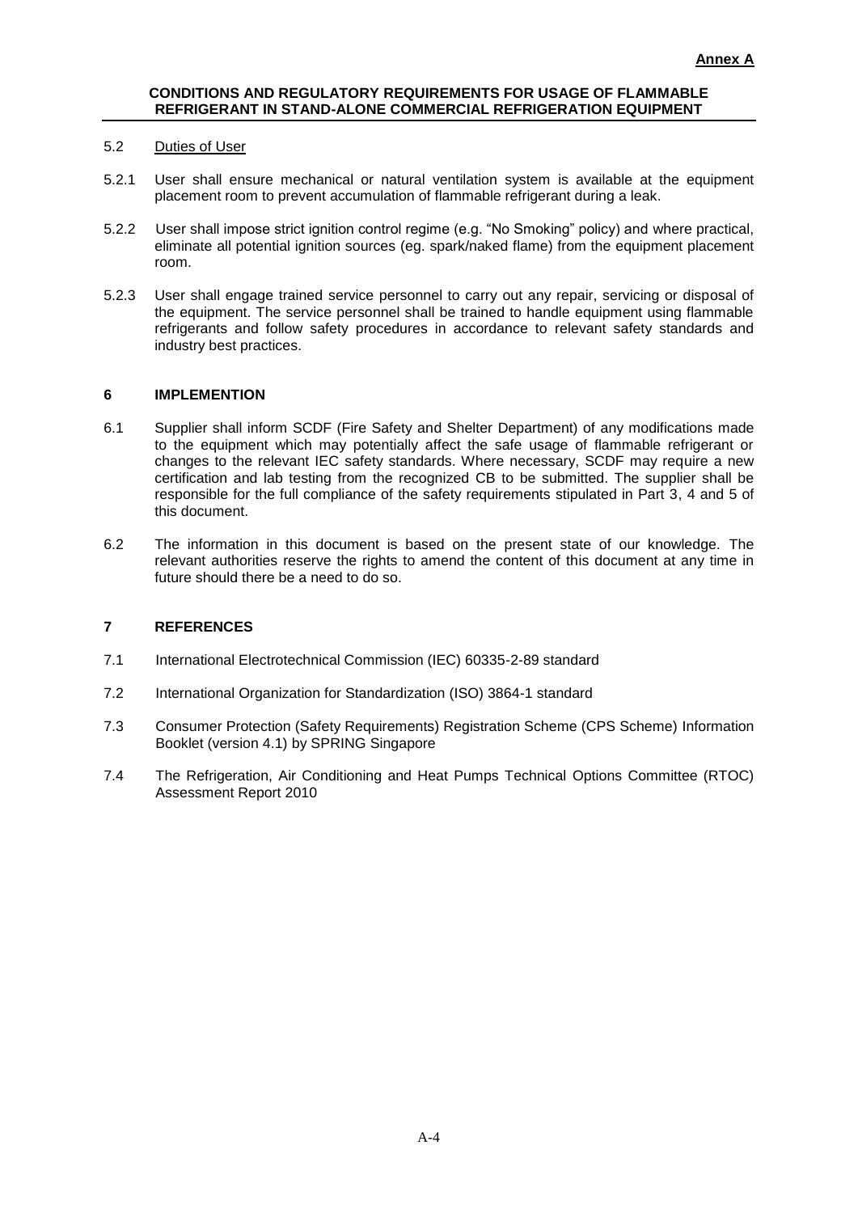**Annex A**

**CONDITIONS AND REGULATORY REQUIREMENTS FOR USAGE OF FLAMMABLE REFRIGERANT IN STAND-ALONE COMMERCIAL REFRIGERATION EQUIPMENT**

5.2 Duties of User

5.2.1 User shall ensure mechanical or natural ventilation system is available at the equipment placement room to prevent accumulation of flammable refrigerant during a leak.

5.2.2 User shall impose strict ignition control regime (e.g. "No Smoking" policy) and where practical, eliminate all potential ignition sources (eg. spark/naked flame) from the equipment placement room.

5.2.3 User shall engage trained service personnel to carry out any repair, servicing or disposal of the equipment. The service personnel shall be trained to handle equipment using flammable refrigerants and follow safety procedures in accordance to relevant safety standards and industry best practices.

## 6 IMPLEMENTION

6.1 Supplier shall inform SCDF (Fire Safety and Shelter Department) of any modifications made to the equipment which may potentially affect the safe usage of flammable refrigerant or changes to the relevant IEC safety standards. Where necessary, SCDF may require a new certification and lab testing from the recognized CB to be submitted. The supplier shall be responsible for the full compliance of the safety requirements stipulated in Part 3, 4 and 5 of this document.

6.2 The information in this document is based on the present state of our knowledge. The relevant authorities reserve the rights to amend the content of this document at any time in future should there be a need to do so.

## 7 REFERENCES

7.1 International Electrotechnical Commission (IEC) 60335-2-89 standard

7.2 International Organization for Standardization (ISO) 3864-1 standard

7.3 Consumer Protection (Safety Requirements) Registration Scheme (CPS Scheme) Information Booklet (version 4.1) by SPRING Singapore

7.4 The Refrigeration, Air Conditioning and Heat Pumps Technical Options Committee (RTOC) Assessment Report 2010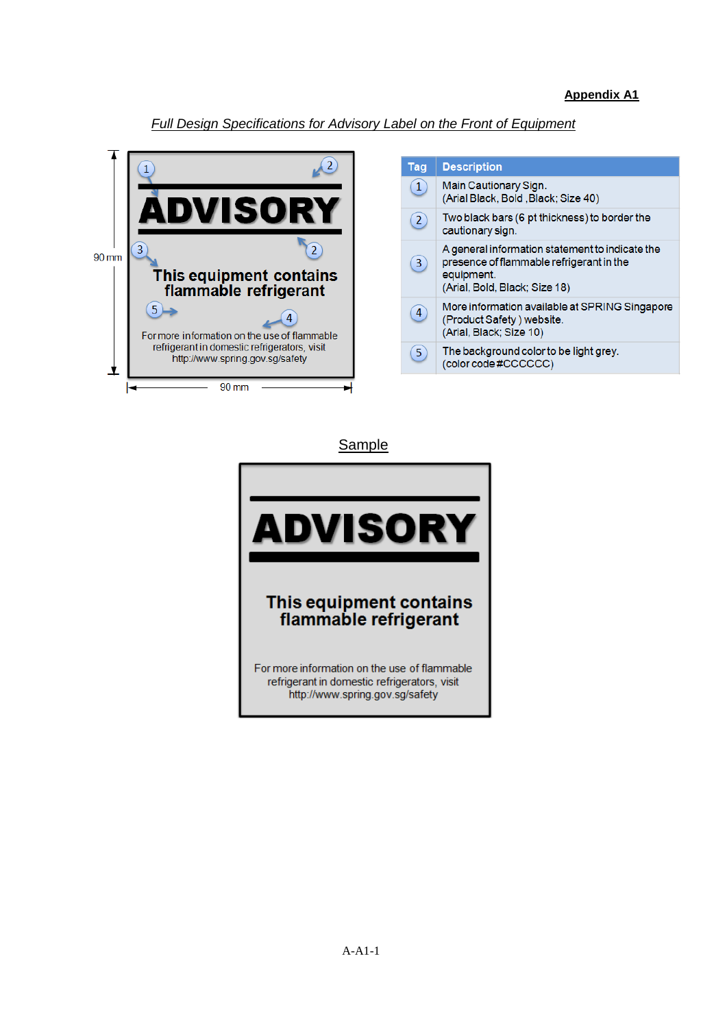**Appendix A1**

*Full Design Specifications for Advisory Label on the Front of Equipment*

90 mm

ADVISORY

This equipment contains flammable refrigerant

For more information on the use of flammable refrigerant in domestic refrigerators, visit http://www.spring.gov.sg/safety

90 mm

| Tag | Description |
|---|---|
| 1 | Main Cautionary Sign. (Arial Black, Bold ,Black; Size 40) |
| 2 | Two black bars (6 pt thickness) to border the cautionary sign. |
| 3 | A general information statement to indicate the presence of flammable refrigerant in the equipment. (Arial, Bold, Black; Size 18) |
| 4 | More information available at SPRING Singapore (Product Safety ) website. (Arial, Black; Size 10) |
| 5 | The background color to be light grey. (color code #CCCCCC) |

Sample

ADVISORY

This equipment contains flammable refrigerant

For more information on the use of flammable refrigerant in domestic refrigerators, visit http://www.spring.gov.sg/safety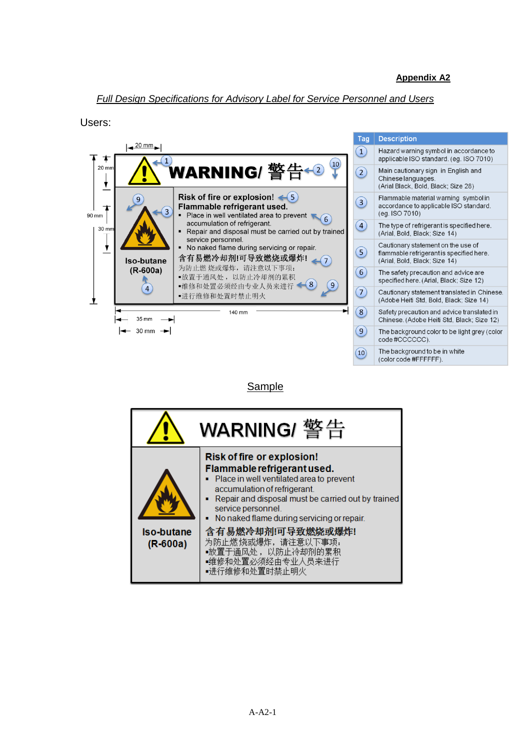**Appendix A2**

*Full Design Specifications for Advisory Label for Service Personnel and Users*

Users:

20 mm

20 mm

90 mm

30 mm

WARNING/ 警告

Risk of fire or explosion!
Flammable refrigerant used.

- Place in well ventilated area to prevent accumulation of refrigerant.
- Repair and disposal must be carried out by trained service personnel.
- No naked flame during servicing or repair.

含有易燃冷却剂!可导致燃烧或爆炸!
为防止燃烧或爆炸，请注意以下事项：
▪放置于通风处，以防止冷却剂的累积
▪维修和处置必须经由专业人员来进行
▪进行维修和处置时禁止明火

Iso-butane
(R-600a)

140 mm

35 mm

30 mm

| Tag | Description |
|---|---|
| 1 | Hazard warning symbol in accordance to applicable ISO standard. (eg. ISO 7010) |
| 2 | Main cautionary sign in English and Chinese languages. (Arial Black, Bold, Black; Size 28) |
| 3 | Flammable material warning symbol in accordance to applicable ISO standard. (eg. ISO 7010) |
| 4 | The type of refrigerant is specified here. (Arial, Bold, Black; Size 14) |
| 5 | Cautionary statement on the use of flammable refrigerant is specified here. (Arial, Bold, Black; Size 14) |
| 6 | The safety precaution and advice are specified here. (Arial, Black; Size 12) |
| 7 | Cautionary statement translated in Chinese. (Adobe Heiti Std, Bold, Black; Size 14) |
| 8 | Safety precaution and advice translated in Chinese. (Adobe Heiti Std, Black; Size 12) |
| 9 | The background color to be light grey (color code #CCCCCC). |
| 10 | The background to be in white (color code #FFFFFF). |

<u>Sample</u>

WARNING/ 警告

Risk of fire or explosion!
Flammable refrigerant used.

- Place in well ventilated area to prevent accumulation of refrigerant.
- Repair and disposal must be carried out by trained service personnel.
- No naked flame during servicing or repair.

含有易燃冷却剂!可导致燃烧或爆炸!
为防止燃烧或爆炸，请注意以下事项：
▪放置于通风处，以防止冷却剂的累积
▪维修和处置必须经由专业人员来进行
▪进行维修和处置时禁止明火

Iso-butane
(R-600a)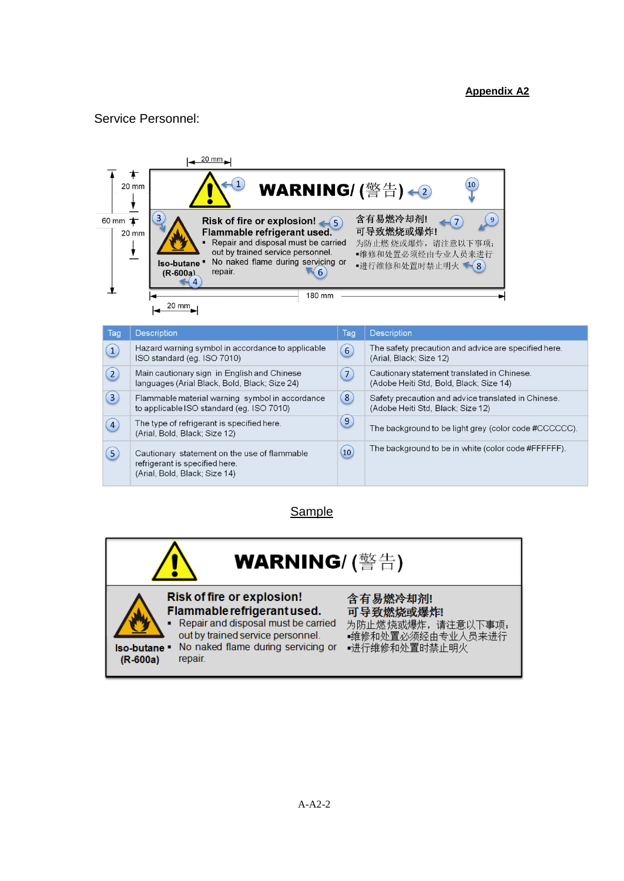**Appendix A2**

Service Personnel:

20 mm

20 mm

60 mm

20 mm

WARNING/ (警告)

Risk of fire or explosion!
Flammable refrigerant used.
- Repair and disposal must be carried out by trained service personnel.
- No naked flame during servicing or repair.

Iso-butane (R-600a)

含有易燃冷却剂!
可导致燃烧或爆炸!
为防止燃烧或爆炸，请注意以下事项:
▪维修和处置必须经由专业人员来进行
▪进行维修和处置时禁止明火

180 mm

20 mm

| Tag | Description | Tag | Description |
|---|---|---|---|
| 1 | Hazard warning symbol in accordance to applicable ISO standard (eg. ISO 7010) | 6 | The safety precaution and advice are specified here. (Arial, Black; Size 12) |
| 2 | Main cautionary sign in English and Chinese languages (Arial Black, Bold, Black; Size 24) | 7 | Cautionary statement translated in Chinese. (Adobe Heiti Std, Bold, Black; Size 14) |
| 3 | Flammable material warning symbol in accordance to applicable ISO standard (eg. ISO 7010) | 8 | Safety precaution and advice translated in Chinese. (Adobe Heiti Std, Black; Size 12) |
| 4 | The type of refrigerant is specified here. (Arial, Bold, Black; Size 12) | 9 | The background to be light grey (color code #CCCCCC). |
| 5 | Cautionary statement on the use of flammable refrigerant is specified here. (Arial, Bold, Black; Size 14) | 10 | The background to be in white (color code #FFFFFF). |

<u>Sample</u>

WARNING/ (警告)

Risk of fire or explosion!
Flammable refrigerant used.
- Repair and disposal must be carried out by trained service personnel.
- No naked flame during servicing or repair.

Iso-butane (R-600a)

含有易燃冷却剂!
可导致燃烧或爆炸!
为防止燃烧或爆炸，请注意以下事项:
▪维修和处置必须经由专业人员来进行
▪进行维修和处置时禁止明火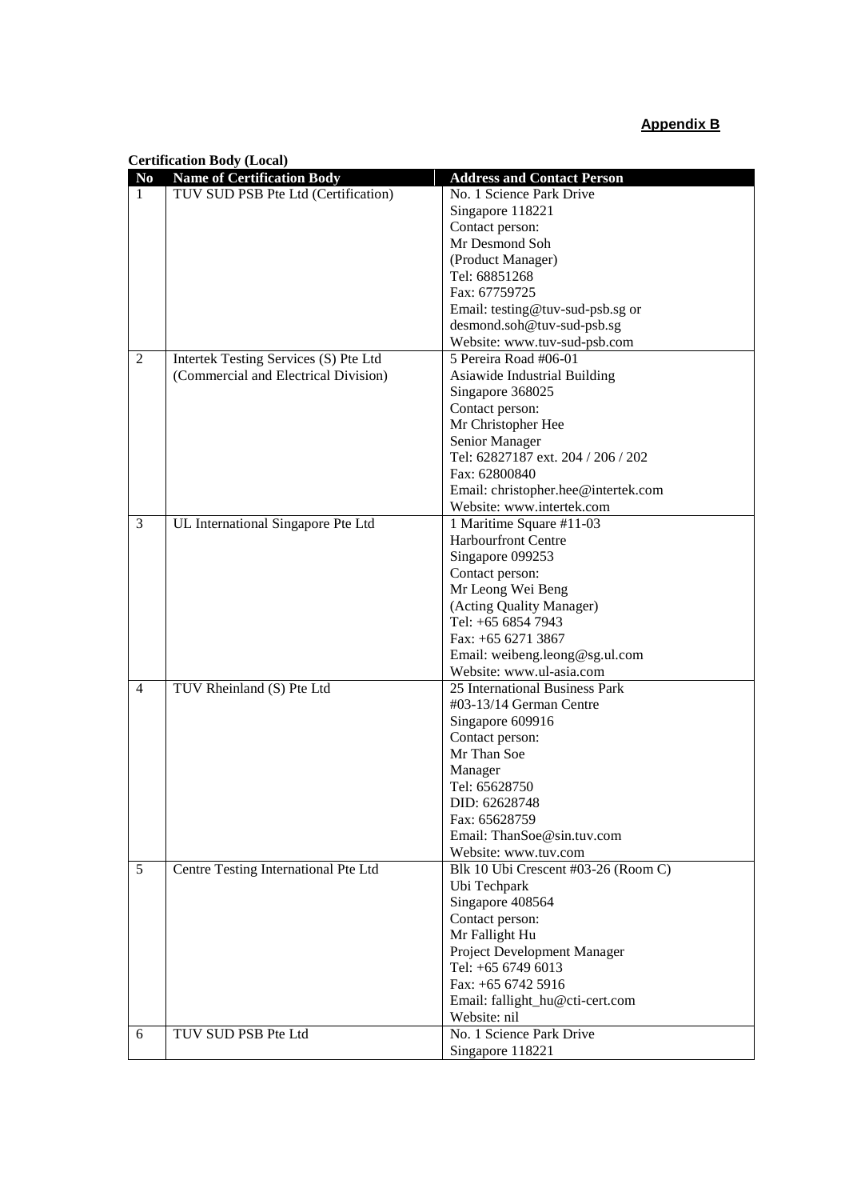**Appendix B**

**Certification Body (Local)**

| No | Name of Certification Body | Address and Contact Person |
|---|---|---|
| 1 | TUV SUD PSB Pte Ltd (Certification) | No. 1 Science Park Drive<br>Singapore 118221<br>Contact person:<br>Mr Desmond Soh<br>(Product Manager)<br>Tel: 68851268<br>Fax: 67759725<br>Email: testing@tuv-sud-psb.sg or<br>desmond.soh@tuv-sud-psb.sg<br>Website: www.tuv-sud-psb.com |
| 2 | Intertek Testing Services (S) Pte Ltd<br>(Commercial and Electrical Division) | 5 Pereira Road #06-01<br>Asiawide Industrial Building<br>Singapore 368025<br>Contact person:<br>Mr Christopher Hee<br>Senior Manager<br>Tel: 62827187 ext. 204 / 206 / 202<br>Fax: 62800840<br>Email: christopher.hee@intertek.com<br>Website: www.intertek.com |
| 3 | UL International Singapore Pte Ltd | 1 Maritime Square #11-03<br>Harbourfront Centre<br>Singapore 099253<br>Contact person:<br>Mr Leong Wei Beng<br>(Acting Quality Manager)<br>Tel: +65 6854 7943<br>Fax: +65 6271 3867<br>Email: weibeng.leong@sg.ul.com<br>Website: www.ul-asia.com |
| 4 | TUV Rheinland (S) Pte Ltd | 25 International Business Park<br>#03-13/14 German Centre<br>Singapore 609916<br>Contact person:<br>Mr Than Soe<br>Manager<br>Tel: 65628750<br>DID: 62628748<br>Fax: 65628759<br>Email: ThanSoe@sin.tuv.com<br>Website: www.tuv.com |
| 5 | Centre Testing International Pte Ltd | Blk 10 Ubi Crescent #03-26 (Room C)<br>Ubi Techpark<br>Singapore 408564<br>Contact person:<br>Mr Fallight Hu<br>Project Development Manager<br>Tel: +65 6749 6013<br>Fax: +65 6742 5916<br>Email: fallight_hu@cti-cert.com<br>Website: nil |
| 6 | TUV SUD PSB Pte Ltd | No. 1 Science Park Drive<br>Singapore 118221 |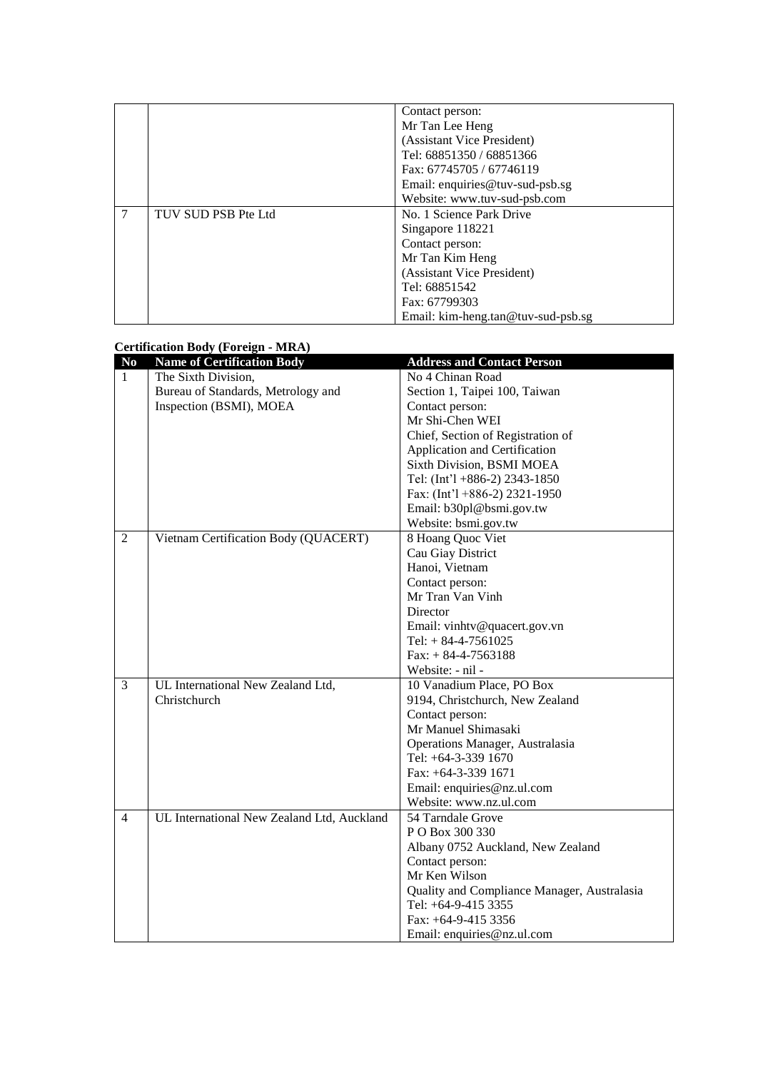| | | Contact person:<br>Mr Tan Lee Heng<br>(Assistant Vice President)<br>Tel: 68851350 / 68851366<br>Fax: 67745705 / 67746119<br>Email: enquiries@tuv-sud-psb.sg<br>Website: www.tuv-sud-psb.com |
|---|---|---|
| 7 | TUV SUD PSB Pte Ltd | No. 1 Science Park Drive<br>Singapore 118221<br>Contact person:<br>Mr Tan Kim Heng<br>(Assistant Vice President)<br>Tel: 68851542<br>Fax: 67799303<br>Email: kim-heng.tan@tuv-sud-psb.sg |

**Certification Body (Foreign - MRA)**

| No | Name of Certification Body | Address and Contact Person |
|---|---|---|
| 1 | The Sixth Division,<br>Bureau of Standards, Metrology and Inspection (BSMI), MOEA | No 4 Chinan Road<br>Section 1, Taipei 100, Taiwan<br>Contact person:<br>Mr Shi-Chen WEI<br>Chief, Section of Registration of Application and Certification<br>Sixth Division, BSMI MOEA<br>Tel: (Int'l +886-2) 2343-1850<br>Fax: (Int'l +886-2) 2321-1950<br>Email: b30pl@bsmi.gov.tw<br>Website: bsmi.gov.tw |
| 2 | Vietnam Certification Body (QUACERT) | 8 Hoang Quoc Viet<br>Cau Giay District<br>Hanoi, Vietnam<br>Contact person:<br>Mr Tran Van Vinh<br>Director<br>Email: vinhtv@quacert.gov.vn<br>Tel: + 84-4-7561025<br>Fax: + 84-4-7563188<br>Website: - nil - |
| 3 | UL International New Zealand Ltd, Christchurch | 10 Vanadium Place, PO Box 9194, Christchurch, New Zealand<br>Contact person:<br>Mr Manuel Shimasaki<br>Operations Manager, Australasia<br>Tel: +64-3-339 1670<br>Fax: +64-3-339 1671<br>Email: enquiries@nz.ul.com<br>Website: www.nz.ul.com |
| 4 | UL International New Zealand Ltd, Auckland | 54 Tarndale Grove<br>P O Box 300 330<br>Albany 0752 Auckland, New Zealand<br>Contact person:<br>Mr Ken Wilson<br>Quality and Compliance Manager, Australasia<br>Tel: +64-9-415 3355<br>Fax: +64-9-415 3356<br>Email: enquiries@nz.ul.com |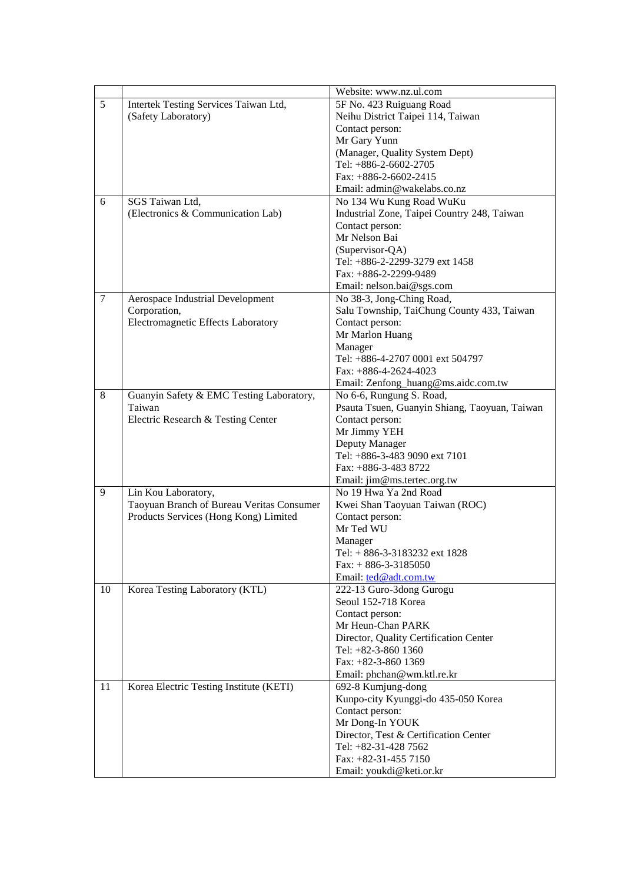| | | |
|---|---|---|
| | | Website: www.nz.ul.com |
| 5 | Intertek Testing Services Taiwan Ltd, (Safety Laboratory) | 5F No. 423 Ruiguang Road<br>Neihu District Taipei 114, Taiwan<br>Contact person:<br>Mr Gary Yunn<br>(Manager, Quality System Dept)<br>Tel: +886-2-6602-2705<br>Fax: +886-2-6602-2415<br>Email: admin@wakelabs.co.nz |
| 6 | SGS Taiwan Ltd, (Electronics & Communication Lab) | No 134 Wu Kung Road WuKu<br>Industrial Zone, Taipei Country 248, Taiwan<br>Contact person:<br>Mr Nelson Bai<br>(Supervisor-QA)<br>Tel: +886-2-2299-3279 ext 1458<br>Fax: +886-2-2299-9489<br>Email: nelson.bai@sgs.com |
| 7 | Aerospace Industrial Development Corporation,<br>Electromagnetic Effects Laboratory | No 38-3, Jong-Ching Road,<br>Salu Township, TaiChung County 433, Taiwan<br>Contact person:<br>Mr Marlon Huang<br>Manager<br>Tel: +886-4-2707 0001 ext 504797<br>Fax: +886-4-2624-4023<br>Email: Zenfong_huang@ms.aidc.com.tw |
| 8 | Guanyin Safety & EMC Testing Laboratory, Taiwan<br>Electric Research & Testing Center | No 6-6, Rungung S. Road,<br>Psauta Tsuen, Guanyin Shiang, Taoyuan, Taiwan<br>Contact person:<br>Mr Jimmy YEH<br>Deputy Manager<br>Tel: +886-3-483 9090 ext 7101<br>Fax: +886-3-483 8722<br>Email: jim@ms.tertec.org.tw |
| 9 | Lin Kou Laboratory,<br>Taoyuan Branch of Bureau Veritas Consumer Products Services (Hong Kong) Limited | No 19 Hwa Ya 2nd Road<br>Kwei Shan Taoyuan Taiwan (ROC)<br>Contact person:<br>Mr Ted WU<br>Manager<br>Tel: + 886-3-3183232 ext 1828<br>Fax: + 886-3-3185050<br>Email: ted@adt.com.tw |
| 10 | Korea Testing Laboratory (KTL) | 222-13 Guro-3dong Gurogu<br>Seoul 152-718 Korea<br>Contact person:<br>Mr Heun-Chan PARK<br>Director, Quality Certification Center<br>Tel: +82-3-860 1360<br>Fax: +82-3-860 1369<br>Email: phchan@wm.ktl.re.kr |
| 11 | Korea Electric Testing Institute (KETI) | 692-8 Kumjung-dong<br>Kunpo-city Kyunggi-do 435-050 Korea<br>Contact person:<br>Mr Dong-In YOUK<br>Director, Test & Certification Center<br>Tel: +82-31-428 7562<br>Fax: +82-31-455 7150<br>Email: youkdi@keti.or.kr |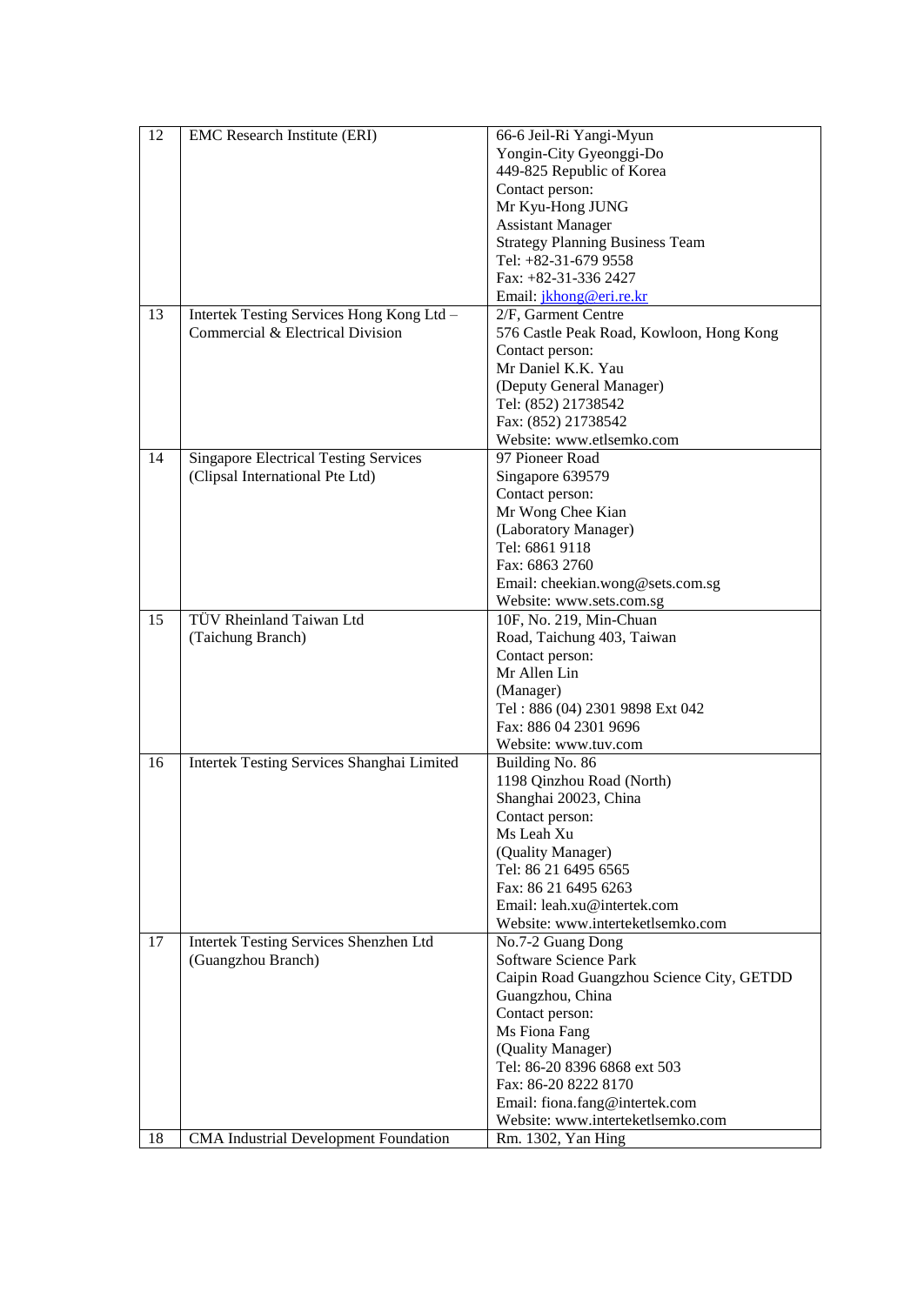| 12 | EMC Research Institute (ERI) | 66-6 Jeil-Ri Yangi-Myun<br>Yongin-City Gyeonggi-Do<br>449-825 Republic of Korea<br>Contact person:<br>Mr Kyu-Hong JUNG<br>Assistant Manager<br>Strategy Planning Business Team<br>Tel: +82-31-679 9558<br>Fax: +82-31-336 2427<br>Email: jkhong@eri.re.kr |
|---|---|---|
| 13 | Intertek Testing Services Hong Kong Ltd – Commercial & Electrical Division | 2/F, Garment Centre<br>576 Castle Peak Road, Kowloon, Hong Kong<br>Contact person:<br>Mr Daniel K.K. Yau<br>(Deputy General Manager)<br>Tel: (852) 21738542<br>Fax: (852) 21738542<br>Website: www.etlsemko.com |
| 14 | Singapore Electrical Testing Services (Clipsal International Pte Ltd) | 97 Pioneer Road<br>Singapore 639579<br>Contact person:<br>Mr Wong Chee Kian<br>(Laboratory Manager)<br>Tel: 6861 9118<br>Fax: 6863 2760<br>Email: cheekian.wong@sets.com.sg<br>Website: www.sets.com.sg |
| 15 | TÜV Rheinland Taiwan Ltd (Taichung Branch) | 10F, No. 219, Min-Chuan<br>Road, Taichung 403, Taiwan<br>Contact person:<br>Mr Allen Lin<br>(Manager)<br>Tel : 886 (04) 2301 9898 Ext 042<br>Fax: 886 04 2301 9696<br>Website: www.tuv.com |
| 16 | Intertek Testing Services Shanghai Limited | Building No. 86<br>1198 Qinzhou Road (North)<br>Shanghai 20023, China<br>Contact person:<br>Ms Leah Xu<br>(Quality Manager)<br>Tel: 86 21 6495 6565<br>Fax: 86 21 6495 6263<br>Email: leah.xu@intertek.com<br>Website: www.interteketlsemko.com |
| 17 | Intertek Testing Services Shenzhen Ltd (Guangzhou Branch) | No.7-2 Guang Dong<br>Software Science Park<br>Caipin Road Guangzhou Science City, GETDD<br>Guangzhou, China<br>Contact person:<br>Ms Fiona Fang<br>(Quality Manager)<br>Tel: 86-20 8396 6868 ext 503<br>Fax: 86-20 8222 8170<br>Email: fiona.fang@intertek.com<br>Website: www.interteketlsemko.com |
| 18 | CMA Industrial Development Foundation | Rm. 1302, Yan Hing |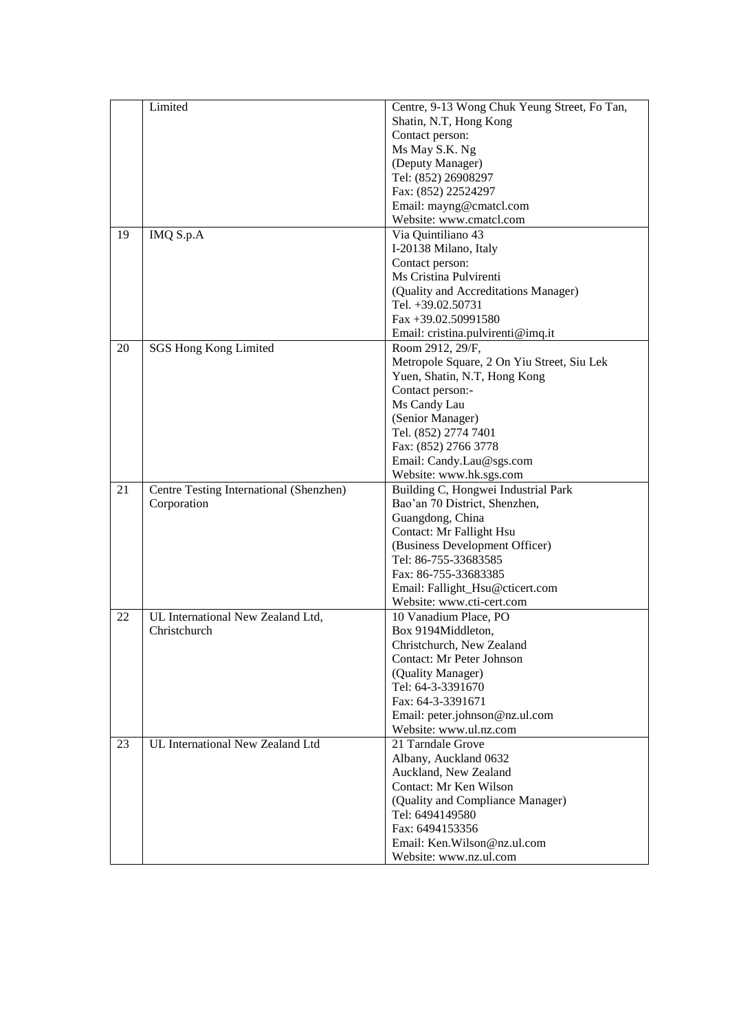| | | |
|---|---|---|
| | Limited | Centre, 9-13 Wong Chuk Yeung Street, Fo Tan, Shatin, N.T, Hong Kong<br>Contact person:<br>Ms May S.K. Ng<br>(Deputy Manager)<br>Tel: (852) 26908297<br>Fax: (852) 22524297<br>Email: mayng@cmatcl.com<br>Website: www.cmatcl.com |
| 19 | IMQ S.p.A | Via Quintiliano 43<br>I-20138 Milano, Italy<br>Contact person:<br>Ms Cristina Pulvirenti<br>(Quality and Accreditations Manager)<br>Tel. +39.02.50731<br>Fax +39.02.50991580<br>Email: cristina.pulvirenti@imq.it |
| 20 | SGS Hong Kong Limited | Room 2912, 29/F,<br>Metropole Square, 2 On Yiu Street, Siu Lek Yuen, Shatin, N.T, Hong Kong<br>Contact person:-<br>Ms Candy Lau<br>(Senior Manager)<br>Tel. (852) 2774 7401<br>Fax: (852) 2766 3778<br>Email: Candy.Lau@sgs.com<br>Website: www.hk.sgs.com |
| 21 | Centre Testing International (Shenzhen) Corporation | Building C, Hongwei Industrial Park<br>Bao'an 70 District, Shenzhen,<br>Guangdong, China<br>Contact: Mr Fallight Hsu<br>(Business Development Officer)<br>Tel: 86-755-33683585<br>Fax: 86-755-33683385<br>Email: Fallight_Hsu@cticert.com<br>Website: www.cti-cert.com |
| 22 | UL International New Zealand Ltd, Christchurch | 10 Vanadium Place, PO<br>Box 9194Middleton,<br>Christchurch, New Zealand<br>Contact: Mr Peter Johnson<br>(Quality Manager)<br>Tel: 64-3-3391670<br>Fax: 64-3-3391671<br>Email: peter.johnson@nz.ul.com<br>Website: www.ul.nz.com |
| 23 | UL International New Zealand Ltd | 21 Tarndale Grove<br>Albany, Auckland 0632<br>Auckland, New Zealand<br>Contact: Mr Ken Wilson<br>(Quality and Compliance Manager)<br>Tel: 6494149580<br>Fax: 6494153356<br>Email: Ken.Wilson@nz.ul.com<br>Website: www.nz.ul.com |